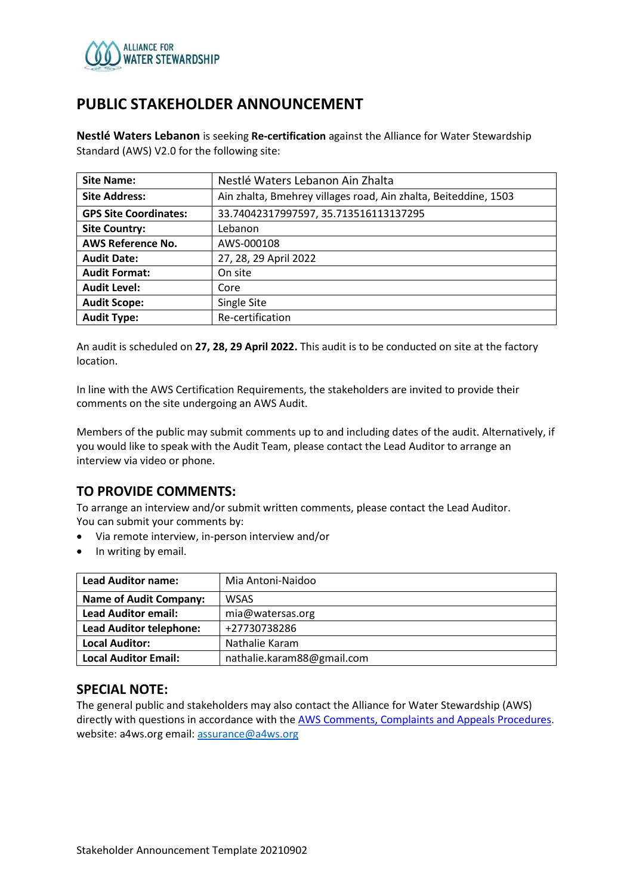# PUBLIC STAKEHOLDER ANNOUNCEMENT

**Nestlé Waters Lebanon** is seeking **Re-certification** against the Alliance for Water Stewardship Standard (AWS) V2.0 for the following site:

| | |
|---|---|
| **Site Name:** | Nestlé Waters Lebanon Ain Zhalta |
| **Site Address:** | Ain zhalta, Bmehrey villages road, Ain zhalta, Beiteddine, 1503 |
| **GPS Site Coordinates:** | 33.74042317997597, 35.713516113137295 |
| **Site Country:** | Lebanon |
| **AWS Reference No.** | AWS-000108 |
| **Audit Date:** | 27, 28, 29 April 2022 |
| **Audit Format:** | On site |
| **Audit Level:** | Core |
| **Audit Scope:** | Single Site |
| **Audit Type:** | Re-certification |

An audit is scheduled on **27, 28, 29 April 2022.** This audit is to be conducted on site at the factory location.

In line with the AWS Certification Requirements, the stakeholders are invited to provide their comments on the site undergoing an AWS Audit.

Members of the public may submit comments up to and including dates of the audit. Alternatively, if you would like to speak with the Audit Team, please contact the Lead Auditor to arrange an interview via video or phone.

## TO PROVIDE COMMENTS:

To arrange an interview and/or submit written comments, please contact the Lead Auditor.
You can submit your comments by:

- Via remote interview, in-person interview and/or
- In writing by email.

| | |
|---|---|
| **Lead Auditor name:** | Mia Antoni-Naidoo |
| **Name of Audit Company:** | WSAS |
| **Lead Auditor email:** | mia@watersas.org |
| **Lead Auditor telephone:** | +27730738286 |
| **Local Auditor:** | Nathalie Karam |
| **Local Auditor Email:** | nathalie.karam88@gmail.com |

## SPECIAL NOTE:

The general public and stakeholders may also contact the Alliance for Water Stewardship (AWS) directly with questions in accordance with the AWS Comments, Complaints and Appeals Procedures. website: a4ws.org email: assurance@a4ws.org

Stakeholder Announcement Template 20210902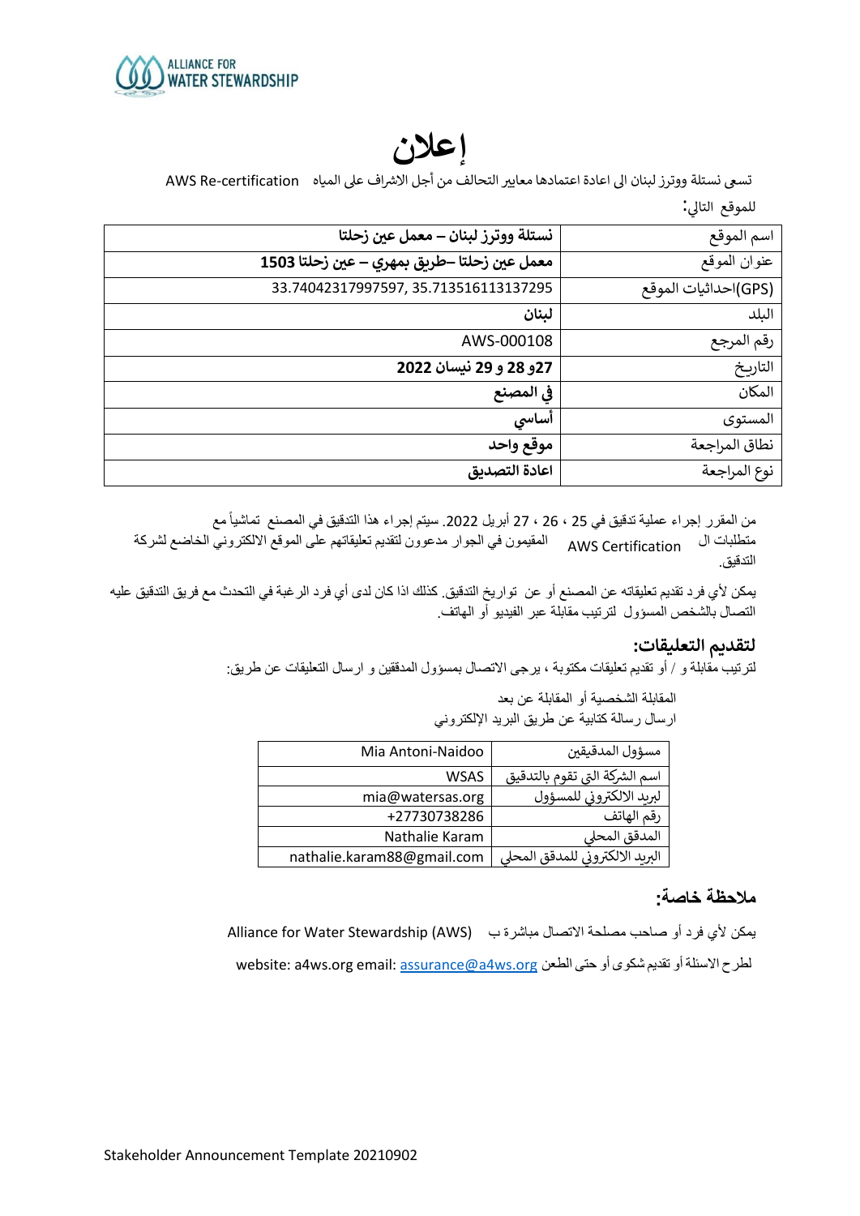ALLIANCE FOR WATER STEWARDSHIP

# إعلان

تسعى نستلة ووترز لبنان الى اعادة اعتمادها معايير التحالف من أجل الاشراف على المياه AWS Re-certification للموقع التالي:

| | |
|---|---|
| اسم الموقع | **نستلة ووترز لبنان – معمل عين زحلتا** |
| عنوان الموقع | **معمل عين زحلتا –طريق بمهري – عين زحلتا 1503** |
| (GPS)احداثيات الموقع | 33.74042317997597, 35.713516113137295 |
| البلد | **لبنان** |
| رقم المرجع | AWS-000108 |
| التاريخ | **27و 28 و 29 نيسان 2022** |
| المكان | **في المصنع** |
| المستوى | **أساسي** |
| نطاق المراجعة | **موقع واحد** |
| نوع المراجعة | **اعادة التصديق** |

من المقرر إجراء عملية تدقيق في 25 ، 26 ، 27 أبريل 2022. سيتم إجراء هذا التدقيق في المصنع تماشياً مع متطلبات ال AWS Certification المقيمون في الجوار مدعوون لتقديم تعليقاتهم على الموقع الالكتروني الخاضع لشركة التدقيق.

يمكن لأي فرد تقديم تعليقاته عن المصنع أو عن تواريخ التدقيق. كذلك اذا كان لدى أي فرد الرغبة في التحدث مع فريق التدقيق عليه التصال بالشخص المسؤول لترتيب مقابلة عبر الفيديو أو الهاتف.

## لتقديم التعليقات:

لترتيب مقابلة و / أو تقديم تعليقات مكتوبة ، يرجى الاتصال بمسؤول المدققين و ارسال التعليقات عن طريق:

المقابلة الشخصية أو المقابلة عن بعد
ارسال رسالة كتابية عن طريق البريد الإلكتروني

| | |
|---|---|
| مسؤول المدقيقين | Mia Antoni-Naidoo |
| اسم الشركة التي تقوم بالتدقيق | WSAS |
| لبريد الالكتروني للمسؤول | mia@watersas.org |
| رقم الهاتف | +27730738286 |
| المدقق المحلي | Nathalie Karam |
| البريد الالكتروني للمدقق المحلي | nathalie.karam88@gmail.com |

## ملاحظة خاصة:

يمكن لأي فرد أو صاحب مصلحة الاتصال مباشرة ب Alliance for Water Stewardship (AWS)

لطرح الاسئلة أو تقديم شكوى أو حتى الطعن website: a4ws.org email: assurance@a4ws.org

Stakeholder Announcement Template 20210902